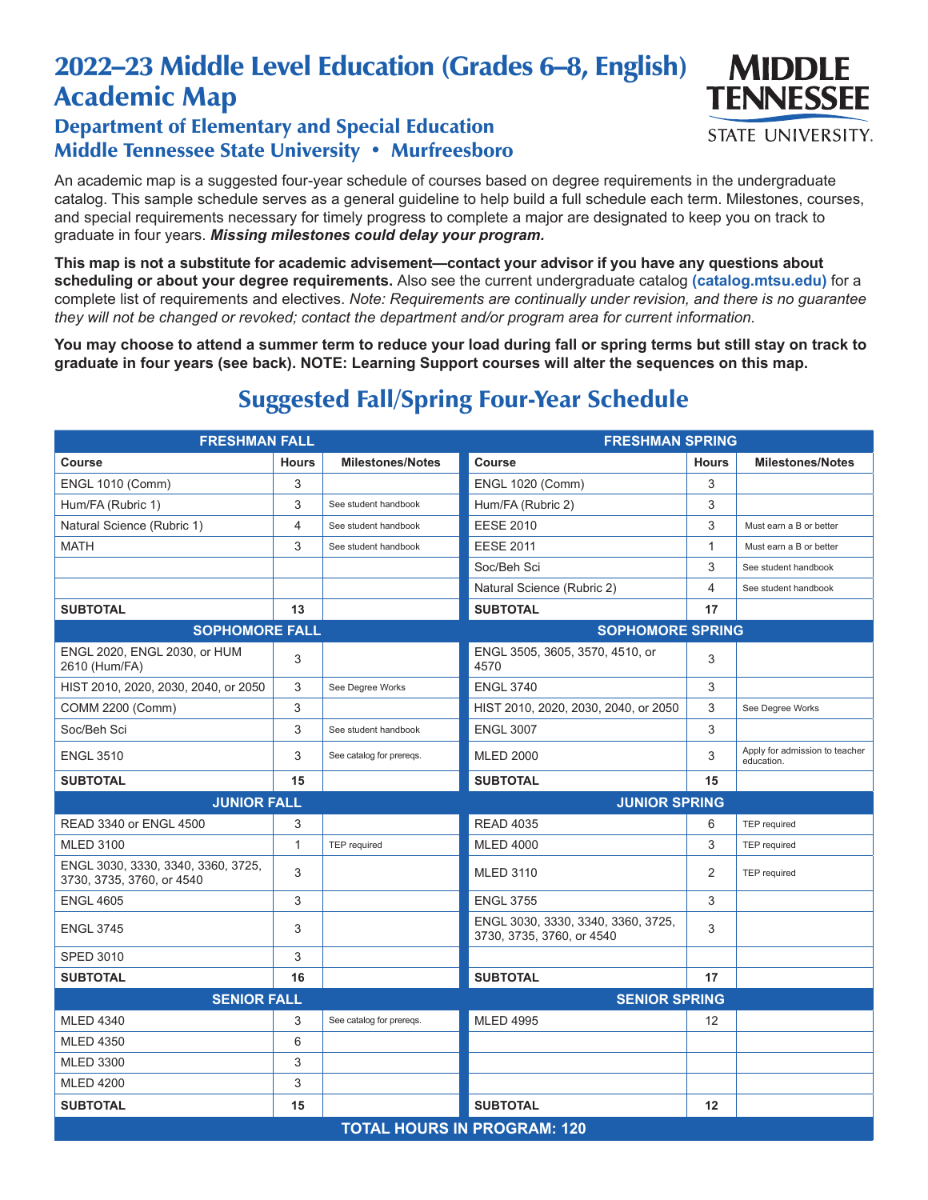# 2022–23 Middle Level Education (Grades 6–8, English) Academic Map

## Department of Elementary and Special Education
## Middle Tennessee State University • Murfreesboro

An academic map is a suggested four-year schedule of courses based on degree requirements in the undergraduate catalog. This sample schedule serves as a general guideline to help build a full schedule each term. Milestones, courses, and special requirements necessary for timely progress to complete a major are designated to keep you on track to graduate in four years. ***Missing milestones could delay your program.***

**This map is not a substitute for academic advisement—contact your advisor if you have any questions about scheduling or about your degree requirements.** Also see the current undergraduate catalog **(catalog.mtsu.edu)** for a complete list of requirements and electives. *Note: Requirements are continually under revision, and there is no guarantee they will not be changed or revoked; contact the department and/or program area for current information.*

**You may choose to attend a summer term to reduce your load during fall or spring terms but still stay on track to graduate in four years (see back). NOTE: Learning Support courses will alter the sequences on this map.**

## Suggested Fall/Spring Four-Year Schedule

| **FRESHMAN FALL** | | | **FRESHMAN SPRING** | | |
|---|---|---|---|---|---|
| **Course** | **Hours** | **Milestones/Notes** | **Course** | **Hours** | **Milestones/Notes** |
| ENGL 1010 (Comm) | 3 | | ENGL 1020 (Comm) | 3 | |
| Hum/FA (Rubric 1) | 3 | See student handbook | Hum/FA (Rubric 2) | 3 | |
| Natural Science (Rubric 1) | 4 | See student handbook | EESE 2010 | 3 | Must earn a B or better |
| MATH | 3 | See student handbook | EESE 2011 | 1 | Must earn a B or better |
| | | | Soc/Beh Sci | 3 | See student handbook |
| | | | Natural Science (Rubric 2) | 4 | See student handbook |
| **SUBTOTAL** | **13** | | **SUBTOTAL** | **17** | |
| **SOPHOMORE FALL** | | | **SOPHOMORE SPRING** | | |
| ENGL 2020, ENGL 2030, or HUM 2610 (Hum/FA) | 3 | | ENGL 3505, 3605, 3570, 4510, or 4570 | 3 | |
| HIST 2010, 2020, 2030, 2040, or 2050 | 3 | See Degree Works | ENGL 3740 | 3 | |
| COMM 2200 (Comm) | 3 | | HIST 2010, 2020, 2030, 2040, or 2050 | 3 | See Degree Works |
| Soc/Beh Sci | 3 | See student handbook | ENGL 3007 | 3 | |
| ENGL 3510 | 3 | See catalog for prereqs. | MLED 2000 | 3 | Apply for admission to teacher education. |
| **SUBTOTAL** | **15** | | **SUBTOTAL** | **15** | |
| **JUNIOR FALL** | | | **JUNIOR SPRING** | | |
| READ 3340 or ENGL 4500 | 3 | | READ 4035 | 6 | TEP required |
| MLED 3100 | 1 | TEP required | MLED 4000 | 3 | TEP required |
| ENGL 3030, 3330, 3340, 3360, 3725, 3730, 3735, 3760, or 4540 | 3 | | MLED 3110 | 2 | TEP required |
| ENGL 4605 | 3 | | ENGL 3755 | 3 | |
| ENGL 3745 | 3 | | ENGL 3030, 3330, 3340, 3360, 3725, 3730, 3735, 3760, or 4540 | 3 | |
| SPED 3010 | 3 | | | | |
| **SUBTOTAL** | **16** | | **SUBTOTAL** | **17** | |
| **SENIOR FALL** | | | **SENIOR SPRING** | | |
| MLED 4340 | 3 | See catalog for prereqs. | MLED 4995 | 12 | |
| MLED 4350 | 6 | | | | |
| MLED 3300 | 3 | | | | |
| MLED 4200 | 3 | | | | |
| **SUBTOTAL** | **15** | | **SUBTOTAL** | **12** | |
| **TOTAL HOURS IN PROGRAM: 120** | | | | | |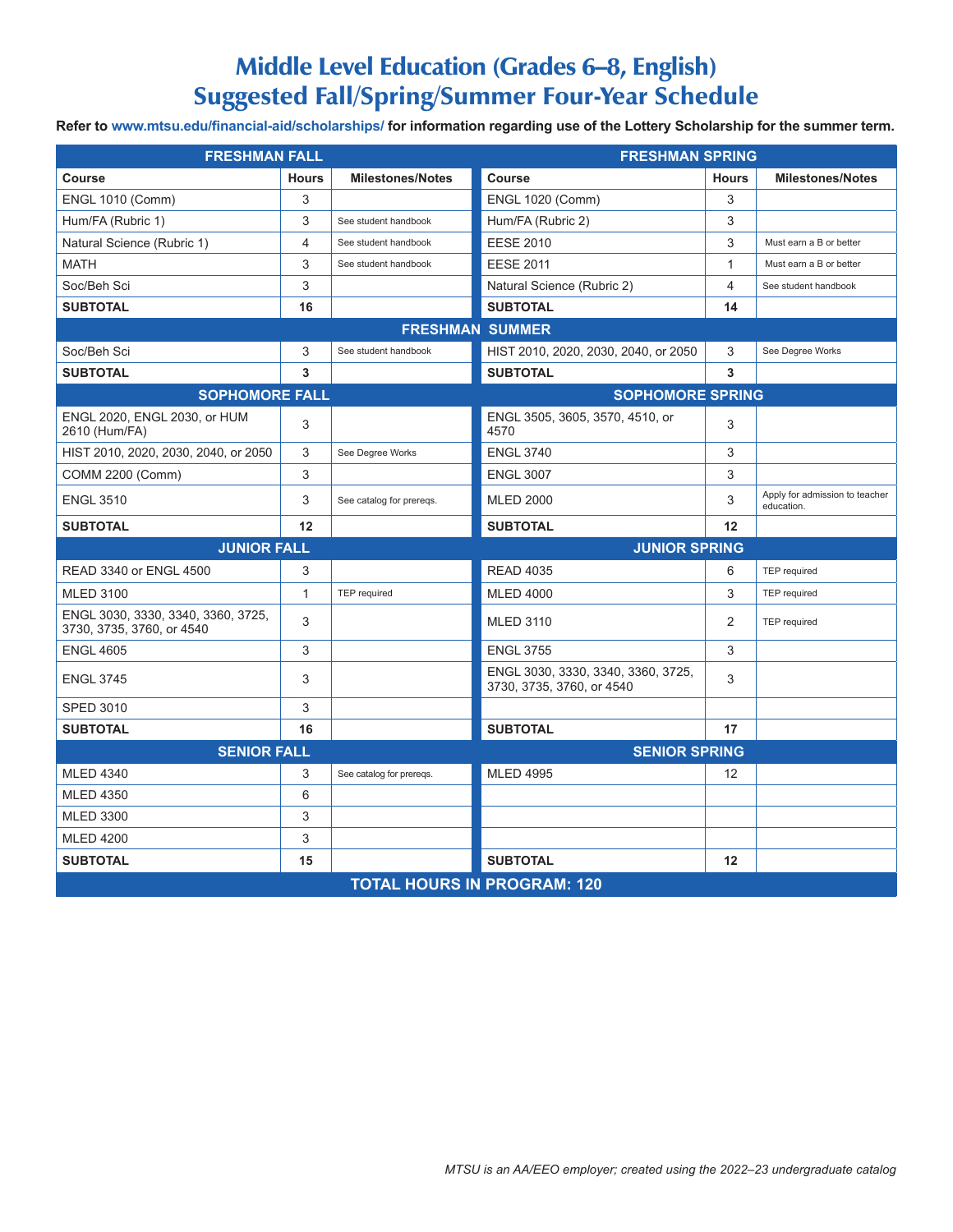# Middle Level Education (Grades 6–8, English)
# Suggested Fall/Spring/Summer Four-Year Schedule

**Refer to www.mtsu.edu/financial-aid/scholarships/ for information regarding use of the Lottery Scholarship for the summer term.**

| FRESHMAN FALL | | | FRESHMAN SPRING | | |
|---|---|---|---|---|---|
| **Course** | **Hours** | **Milestones/Notes** | **Course** | **Hours** | **Milestones/Notes** |
| ENGL 1010 (Comm) | 3 | | ENGL 1020 (Comm) | 3 | |
| Hum/FA (Rubric 1) | 3 | See student handbook | Hum/FA (Rubric 2) | 3 | |
| Natural Science (Rubric 1) | 4 | See student handbook | EESE 2010 | 3 | Must earn a B or better |
| MATH | 3 | See student handbook | EESE 2011 | 1 | Must earn a B or better |
| Soc/Beh Sci | 3 | | Natural Science (Rubric 2) | 4 | See student handbook |
| **SUBTOTAL** | **16** | | **SUBTOTAL** | **14** | |
| **FRESHMAN SUMMER** | | | | | |
| Soc/Beh Sci | 3 | See student handbook | HIST 2010, 2020, 2030, 2040, or 2050 | 3 | See Degree Works |
| **SUBTOTAL** | **3** | | **SUBTOTAL** | **3** | |
| **SOPHOMORE FALL** | | | **SOPHOMORE SPRING** | | |
| ENGL 2020, ENGL 2030, or HUM 2610 (Hum/FA) | 3 | | ENGL 3505, 3605, 3570, 4510, or 4570 | 3 | |
| HIST 2010, 2020, 2030, 2040, or 2050 | 3 | See Degree Works | ENGL 3740 | 3 | |
| COMM 2200 (Comm) | 3 | | ENGL 3007 | 3 | |
| ENGL 3510 | 3 | See catalog for prereqs. | MLED 2000 | 3 | Apply for admission to teacher education. |
| **SUBTOTAL** | **12** | | **SUBTOTAL** | **12** | |
| **JUNIOR FALL** | | | **JUNIOR SPRING** | | |
| READ 3340 or ENGL 4500 | 3 | | READ 4035 | 6 | TEP required |
| MLED 3100 | 1 | TEP required | MLED 4000 | 3 | TEP required |
| ENGL 3030, 3330, 3340, 3360, 3725, 3730, 3735, 3760, or 4540 | 3 | | MLED 3110 | 2 | TEP required |
| ENGL 4605 | 3 | | ENGL 3755 | 3 | |
| ENGL 3745 | 3 | | ENGL 3030, 3330, 3340, 3360, 3725, 3730, 3735, 3760, or 4540 | 3 | |
| SPED 3010 | 3 | | | | |
| **SUBTOTAL** | **16** | | **SUBTOTAL** | **17** | |
| **SENIOR FALL** | | | **SENIOR SPRING** | | |
| MLED 4340 | 3 | See catalog for prereqs. | MLED 4995 | 12 | |
| MLED 4350 | 6 | | | | |
| MLED 3300 | 3 | | | | |
| MLED 4200 | 3 | | | | |
| **SUBTOTAL** | **15** | | **SUBTOTAL** | **12** | |
| **TOTAL HOURS IN PROGRAM: 120** | | | | | |

*MTSU is an AA/EEO employer; created using the 2022–23 undergraduate catalog*